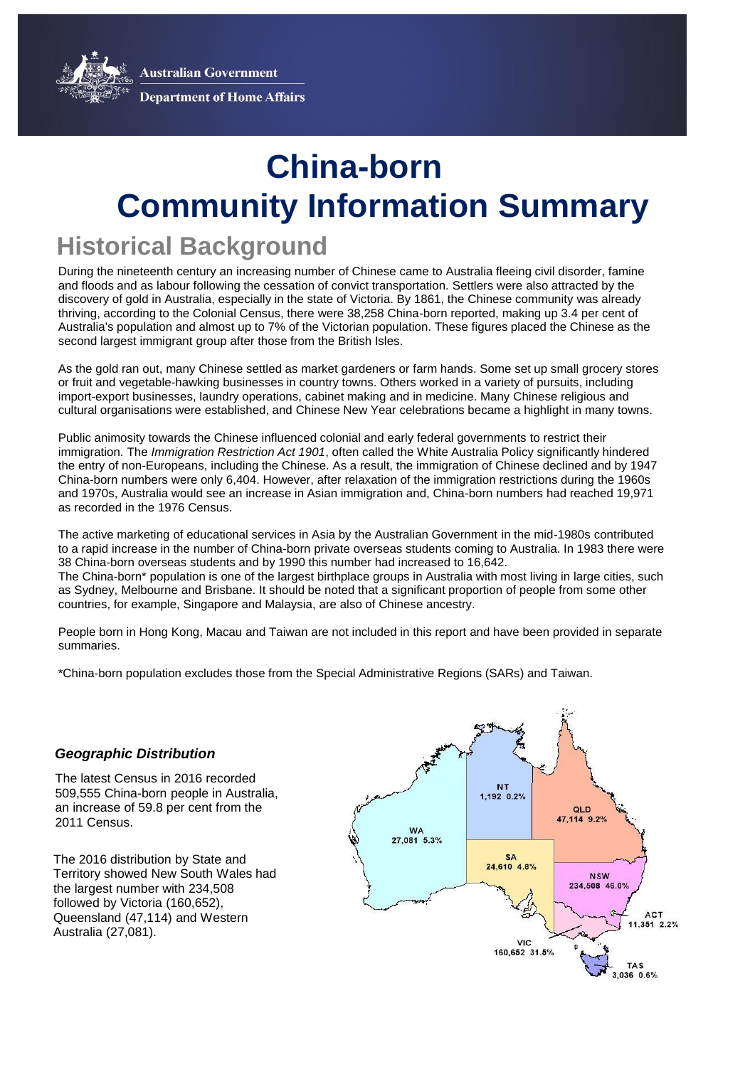Australian Government

Department of Home Affairs

# China-born
# Community Information Summary

## Historical Background

During the nineteenth century an increasing number of Chinese came to Australia fleeing civil disorder, famine and floods and as labour following the cessation of convict transportation. Settlers were also attracted by the discovery of gold in Australia, especially in the state of Victoria. By 1861, the Chinese community was already thriving, according to the Colonial Census, there were 38,258 China-born reported, making up 3.4 per cent of Australia's population and almost up to 7% of the Victorian population. These figures placed the Chinese as the second largest immigrant group after those from the British Isles.

As the gold ran out, many Chinese settled as market gardeners or farm hands. Some set up small grocery stores or fruit and vegetable-hawking businesses in country towns. Others worked in a variety of pursuits, including import-export businesses, laundry operations, cabinet making and in medicine. Many Chinese religious and cultural organisations were established, and Chinese New Year celebrations became a highlight in many towns.

Public animosity towards the Chinese influenced colonial and early federal governments to restrict their immigration. The *Immigration Restriction Act 1901*, often called the White Australia Policy significantly hindered the entry of non-Europeans, including the Chinese. As a result, the immigration of Chinese declined and by 1947 China-born numbers were only 6,404. However, after relaxation of the immigration restrictions during the 1960s and 1970s, Australia would see an increase in Asian immigration and, China-born numbers had reached 19,971 as recorded in the 1976 Census.

The active marketing of educational services in Asia by the Australian Government in the mid-1980s contributed to a rapid increase in the number of China-born private overseas students coming to Australia. In 1983 there were 38 China-born overseas students and by 1990 this number had increased to 16,642.
The China-born* population is one of the largest birthplace groups in Australia with most living in large cities, such as Sydney, Melbourne and Brisbane. It should be noted that a significant proportion of people from some other countries, for example, Singapore and Malaysia, are also of Chinese ancestry.

People born in Hong Kong, Macau and Taiwan are not included in this report and have been provided in separate summaries.

*China-born population excludes those from the Special Administrative Regions (SARs) and Taiwan.

### *Geographic Distribution*

The latest Census in 2016 recorded 509,555 China-born people in Australia, an increase of 59.8 per cent from the 2011 Census.

The 2016 distribution by State and Territory showed New South Wales had the largest number with 234,508 followed by Victoria (160,652), Queensland (47,114) and Western Australia (27,081).

| State/Territory | Number | Per cent |
|---|---|---|
| NT | 1,192 | 0.2% |
| QLD | 47,114 | 9.2% |
| WA | 27,081 | 5.3% |
| SA | 24,610 | 4.8% |
| NSW | 234,508 | 46.0% |
| ACT | 11,351 | 2.2% |
| VIC | 160,652 | 31.5% |
| TAS | 3,036 | 0.6% |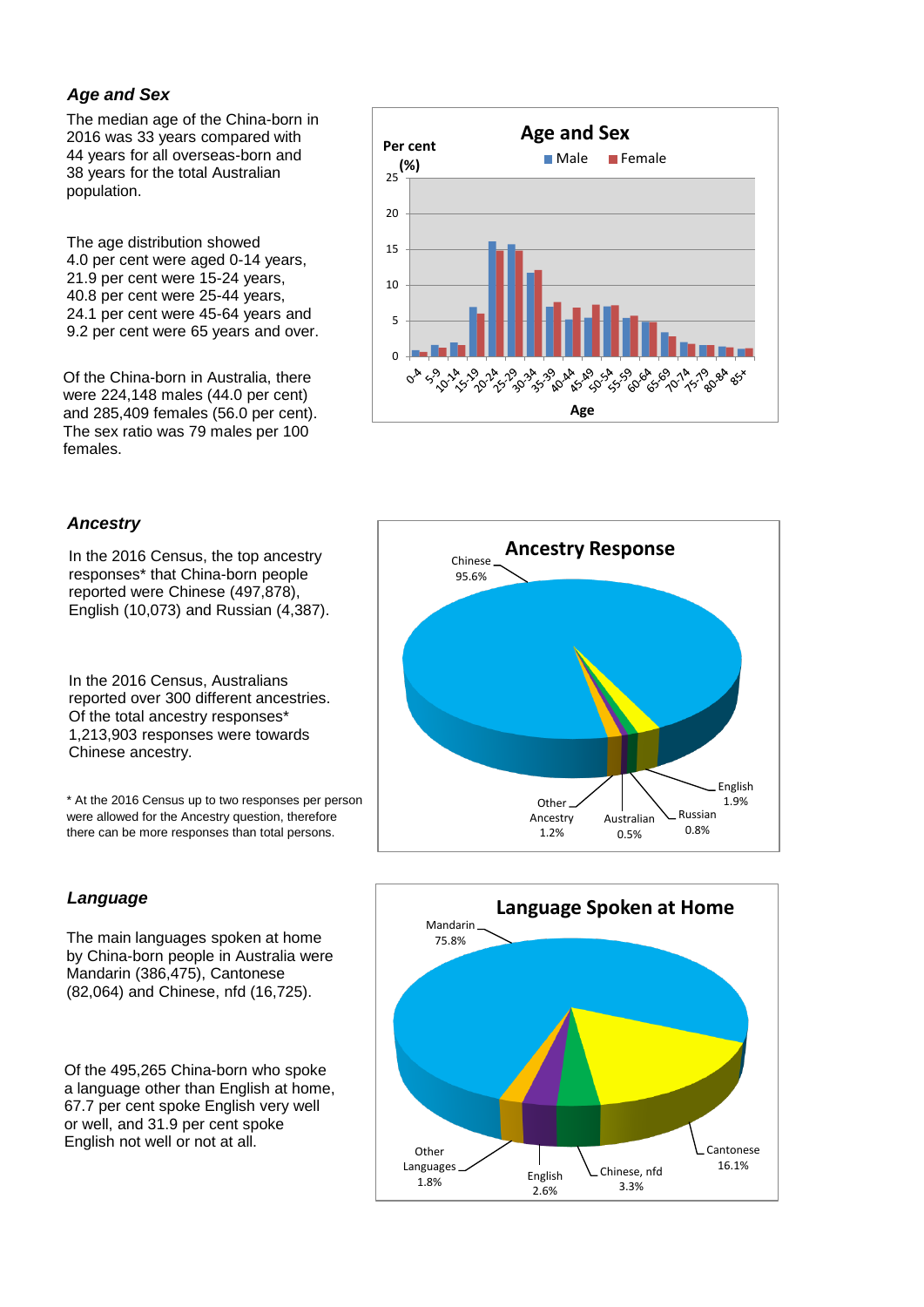### *Age and Sex*

The median age of the China-born in 2016 was 33 years compared with 44 years for all overseas-born and 38 years for the total Australian population.

The age distribution showed 4.0 per cent were aged 0-14 years, 21.9 per cent were 15-24 years, 40.8 per cent were 25-44 years, 24.1 per cent were 45-64 years and 9.2 per cent were 65 years and over.

Of the China-born in Australia, there were 224,148 males (44.0 per cent) and 285,409 females (56.0 per cent). The sex ratio was 79 males per 100 females.

**Age and Sex**

Per cent (%)

Male / Female

Age: 0-4, 5-9, 10-14, 15-19, 20-24, 25-29, 30-34, 35-39, 40-44, 45-49, 50-54, 55-59, 60-64, 65-69, 70-74, 75-79, 80-84, 85+

### *Ancestry*

In the 2016 Census, the top ancestry responses* that China-born people reported were Chinese (497,878), English (10,073) and Russian (4,387).

In the 2016 Census, Australians reported over 300 different ancestries. Of the total ancestry responses* 1,213,903 responses were towards Chinese ancestry.

\* At the 2016 Census up to two responses per person were allowed for the Ancestry question, therefore there can be more responses than total persons.

**Ancestry Response**

| Ancestry | Per cent |
|---|---|
| Chinese | 95.6% |
| English | 1.9% |
| Other Ancestry | 1.2% |
| Russian | 0.8% |
| Australian | 0.5% |

### *Language*

The main languages spoken at home by China-born people in Australia were Mandarin (386,475), Cantonese (82,064) and Chinese, nfd (16,725).

Of the 495,265 China-born who spoke a language other than English at home, 67.7 per cent spoke English very well or well, and 31.9 per cent spoke English not well or not at all.

**Language Spoken at Home**

| Language | Per cent |
|---|---|
| Mandarin | 75.8% |
| Cantonese | 16.1% |
| Chinese, nfd | 3.3% |
| English | 2.6% |
| Other Languages | 1.8% |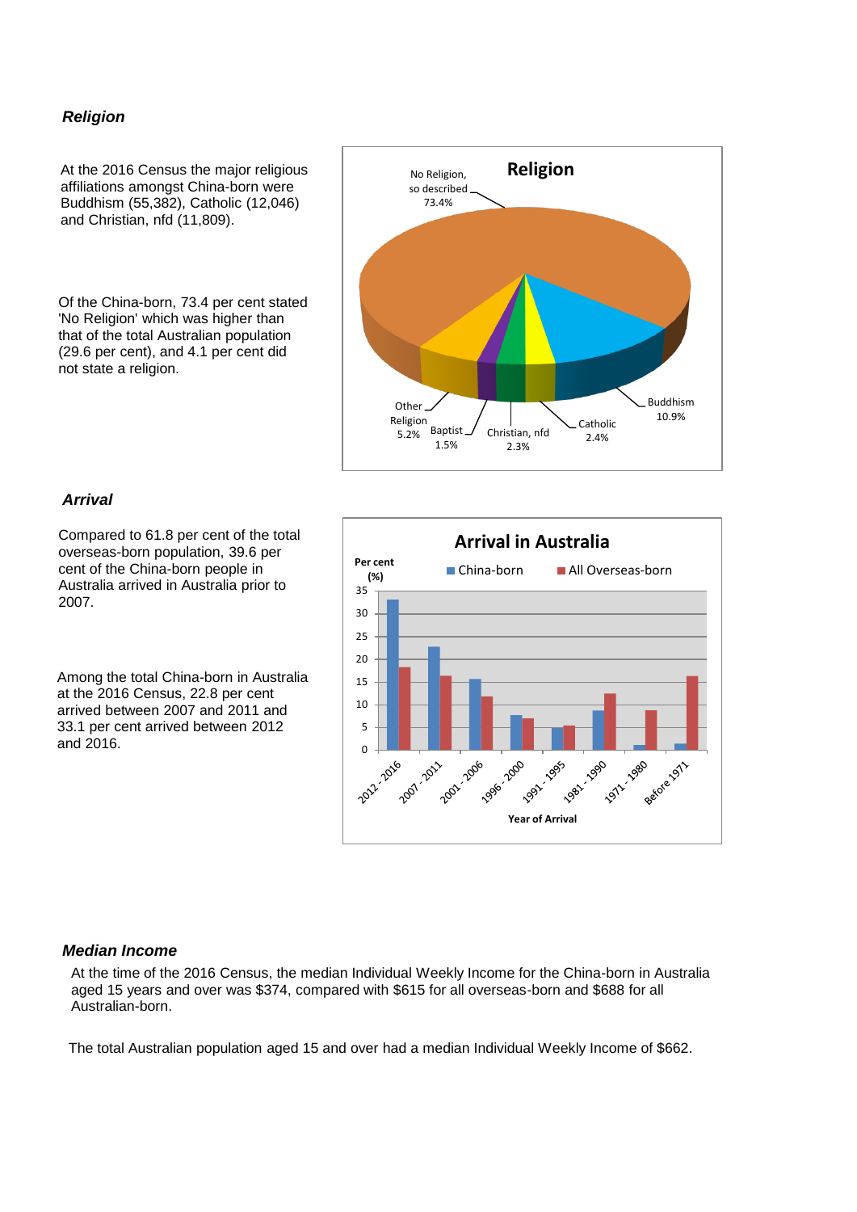### *Religion*

At the 2016 Census the major religious affiliations amongst China-born were Buddhism (55,382), Catholic (12,046) and Christian, nfd (11,809).

Of the China-born, 73.4 per cent stated 'No Religion' which was higher than that of the total Australian population (29.6 per cent), and 4.1 per cent did not state a religion.

**Religion**

| Religion | Per cent |
|---|---|
| No Religion, so described | 73.4% |
| Buddhism | 10.9% |
| Catholic | 2.4% |
| Christian, nfd | 2.3% |
| Baptist | 1.5% |
| Other Religion | 5.2% |

### *Arrival*

Compared to 61.8 per cent of the total overseas-born population, 39.6 per cent of the China-born people in Australia arrived in Australia prior to 2007.

Among the total China-born in Australia at the 2016 Census, 22.8 per cent arrived between 2007 and 2011 and 33.1 per cent arrived between 2012 and 2016.

**Arrival in Australia**

Per cent (%) by Year of Arrival: China-born and All Overseas-born, for 2012 - 2016, 2007 - 2011, 2001 - 2006, 1996 - 2000, 1991 - 1995, 1981 - 1990, 1971 - 1980 and Before 1971.

### *Median Income*

At the time of the 2016 Census, the median Individual Weekly Income for the China-born in Australia aged 15 years and over was $374, compared with $615 for all overseas-born and $688 for all Australian-born.

The total Australian population aged 15 and over had a median Individual Weekly Income of $662.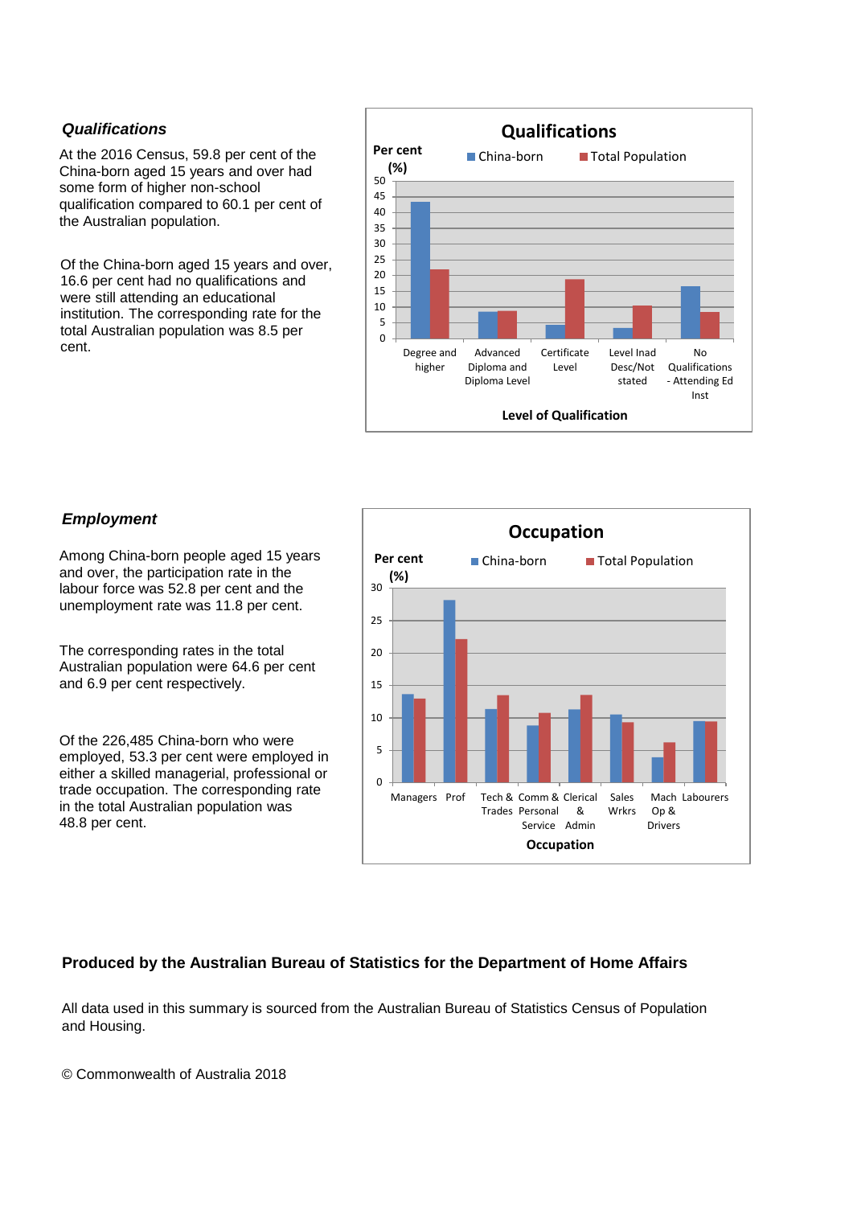### *Qualifications*

At the 2016 Census, 59.8 per cent of the China-born aged 15 years and over had some form of higher non-school qualification compared to 60.1 per cent of the Australian population.

Of the China-born aged 15 years and over, 16.6 per cent had no qualifications and were still attending an educational institution. The corresponding rate for the total Australian population was 8.5 per cent.

Qualifications

Per cent (%)

China-born
Total Population

50
45
40
35
30
25
20
15
10
5
0

Degree and higher
Advanced Diploma and Diploma Level
Certificate Level
Level Inad Desc/Not stated
No Qualifications - Attending Ed Inst

Level of Qualification

### *Employment*

Among China-born people aged 15 years and over, the participation rate in the labour force was 52.8 per cent and the unemployment rate was 11.8 per cent.

The corresponding rates in the total Australian population were 64.6 per cent and 6.9 per cent respectively.

Of the 226,485 China-born who were employed, 53.3 per cent were employed in either a skilled managerial, professional or trade occupation. The corresponding rate in the total Australian population was 48.8 per cent.

Occupation

Per cent (%)

China-born
Total Population

30
25
20
15
10
5
0

Managers
Prof
Tech & Trades
Comm & Personal Service
Clerical & Admin
Sales Wrkrs
Mach Op & Drivers
Labourers

Occupation

**Produced by the Australian Bureau of Statistics for the Department of Home Affairs**

All data used in this summary is sourced from the Australian Bureau of Statistics Census of Population and Housing.

© Commonwealth of Australia 2018